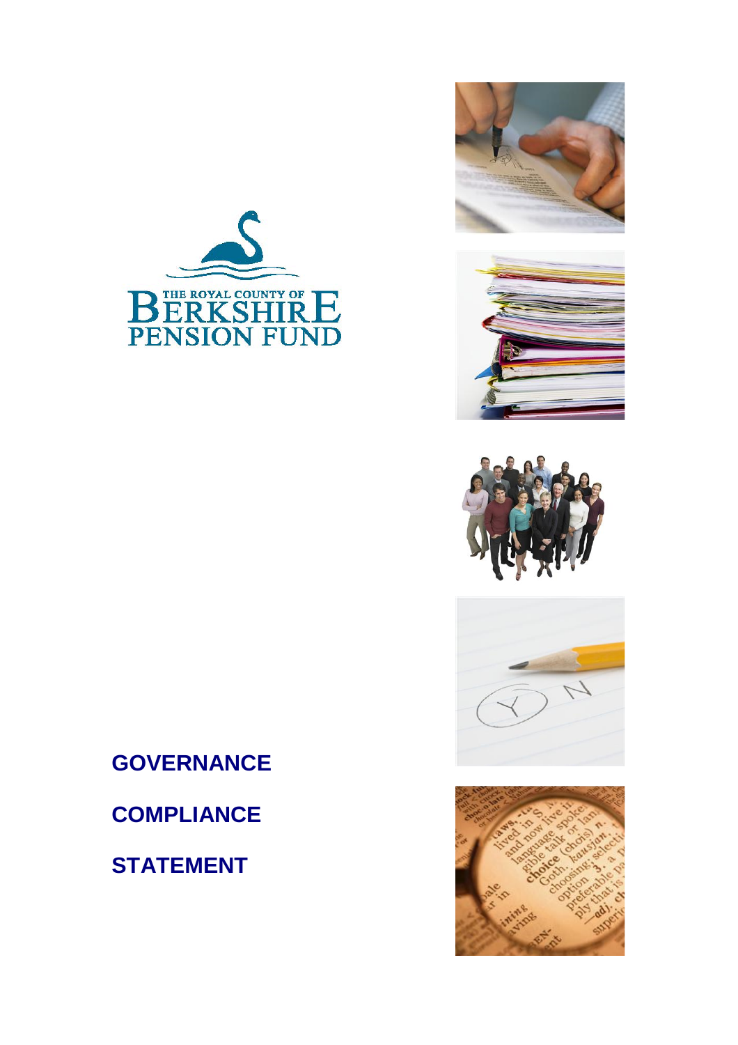THE ROYAL COUNTY OF BERKSHIRE PENSION FUND

# GOVERNANCE COMPLIANCE STATEMENT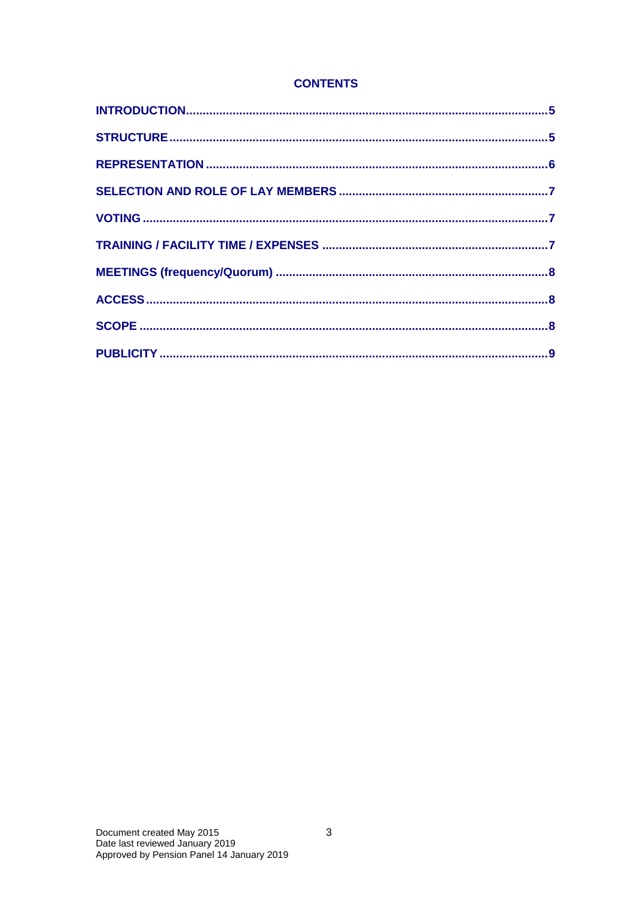## CONTENTS

| Section | Page |
|---|---|
| **INTRODUCTION** | 5 |
| **STRUCTURE** | 5 |
| **REPRESENTATION** | 6 |
| **SELECTION AND ROLE OF LAY MEMBERS** | 7 |
| **VOTING** | 7 |
| **TRAINING / FACILITY TIME / EXPENSES** | 7 |
| **MEETINGS (frequency/Quorum)** | 8 |
| **ACCESS** | 8 |
| **SCOPE** | 8 |
| **PUBLICITY** | 9 |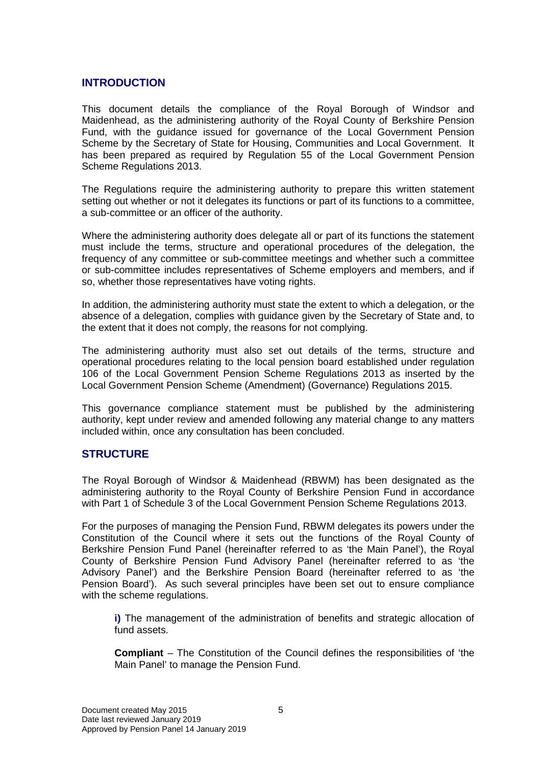## INTRODUCTION

This document details the compliance of the Royal Borough of Windsor and Maidenhead, as the administering authority of the Royal County of Berkshire Pension Fund, with the guidance issued for governance of the Local Government Pension Scheme by the Secretary of State for Housing, Communities and Local Government. It has been prepared as required by Regulation 55 of the Local Government Pension Scheme Regulations 2013.

The Regulations require the administering authority to prepare this written statement setting out whether or not it delegates its functions or part of its functions to a committee, a sub-committee or an officer of the authority.

Where the administering authority does delegate all or part of its functions the statement must include the terms, structure and operational procedures of the delegation, the frequency of any committee or sub-committee meetings and whether such a committee or sub-committee includes representatives of Scheme employers and members, and if so, whether those representatives have voting rights.

In addition, the administering authority must state the extent to which a delegation, or the absence of a delegation, complies with guidance given by the Secretary of State and, to the extent that it does not comply, the reasons for not complying.

The administering authority must also set out details of the terms, structure and operational procedures relating to the local pension board established under regulation 106 of the Local Government Pension Scheme Regulations 2013 as inserted by the Local Government Pension Scheme (Amendment) (Governance) Regulations 2015.

This governance compliance statement must be published by the administering authority, kept under review and amended following any material change to any matters included within, once any consultation has been concluded.

## STRUCTURE

The Royal Borough of Windsor & Maidenhead (RBWM) has been designated as the administering authority to the Royal County of Berkshire Pension Fund in accordance with Part 1 of Schedule 3 of the Local Government Pension Scheme Regulations 2013.

For the purposes of managing the Pension Fund, RBWM delegates its powers under the Constitution of the Council where it sets out the functions of the Royal County of Berkshire Pension Fund Panel (hereinafter referred to as 'the Main Panel'), the Royal County of Berkshire Pension Fund Advisory Panel (hereinafter referred to as 'the Advisory Panel') and the Berkshire Pension Board (hereinafter referred to as 'the Pension Board'). As such several principles have been set out to ensure compliance with the scheme regulations.

**i)** The management of the administration of benefits and strategic allocation of fund assets.

**Compliant** – The Constitution of the Council defines the responsibilities of 'the Main Panel' to manage the Pension Fund.

Document created May 2015
Date last reviewed January 2019
Approved by Pension Panel 14 January 2019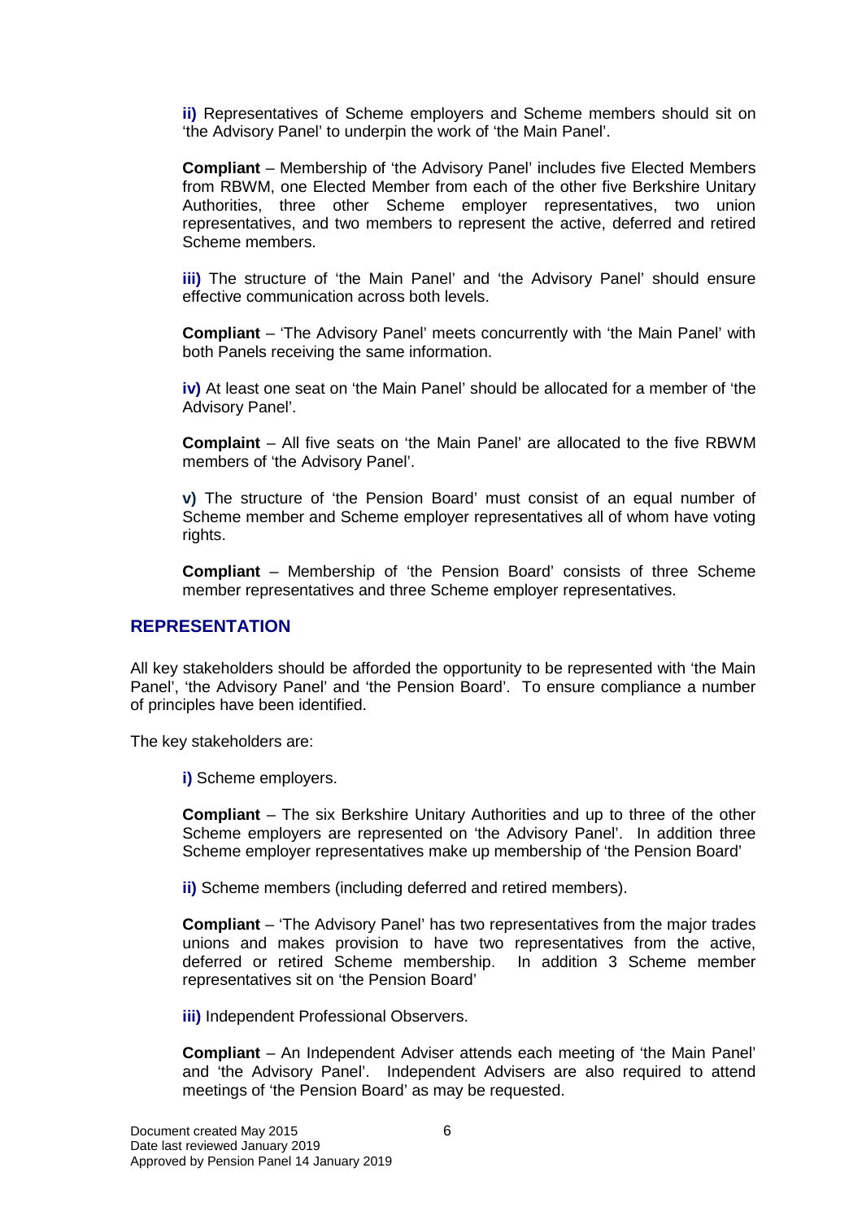**ii)** Representatives of Scheme employers and Scheme members should sit on 'the Advisory Panel' to underpin the work of 'the Main Panel'.

**Compliant** – Membership of 'the Advisory Panel' includes five Elected Members from RBWM, one Elected Member from each of the other five Berkshire Unitary Authorities, three other Scheme employer representatives, two union representatives, and two members to represent the active, deferred and retired Scheme members.

**iii)** The structure of 'the Main Panel' and 'the Advisory Panel' should ensure effective communication across both levels.

**Compliant** – 'The Advisory Panel' meets concurrently with 'the Main Panel' with both Panels receiving the same information.

**iv)** At least one seat on 'the Main Panel' should be allocated for a member of 'the Advisory Panel'.

**Complaint** – All five seats on 'the Main Panel' are allocated to the five RBWM members of 'the Advisory Panel'.

**v)** The structure of 'the Pension Board' must consist of an equal number of Scheme member and Scheme employer representatives all of whom have voting rights.

**Compliant** – Membership of 'the Pension Board' consists of three Scheme member representatives and three Scheme employer representatives.

## REPRESENTATION

All key stakeholders should be afforded the opportunity to be represented with 'the Main Panel', 'the Advisory Panel' and 'the Pension Board'. To ensure compliance a number of principles have been identified.

The key stakeholders are:

**i)** Scheme employers.

**Compliant** – The six Berkshire Unitary Authorities and up to three of the other Scheme employers are represented on 'the Advisory Panel'. In addition three Scheme employer representatives make up membership of 'the Pension Board'

**ii)** Scheme members (including deferred and retired members).

**Compliant** – 'The Advisory Panel' has two representatives from the major trades unions and makes provision to have two representatives from the active, deferred or retired Scheme membership. In addition 3 Scheme member representatives sit on 'the Pension Board'

**iii)** Independent Professional Observers.

**Compliant** – An Independent Adviser attends each meeting of 'the Main Panel' and 'the Advisory Panel'. Independent Advisers are also required to attend meetings of 'the Pension Board' as may be requested.

Document created May 2015
Date last reviewed January 2019
Approved by Pension Panel 14 January 2019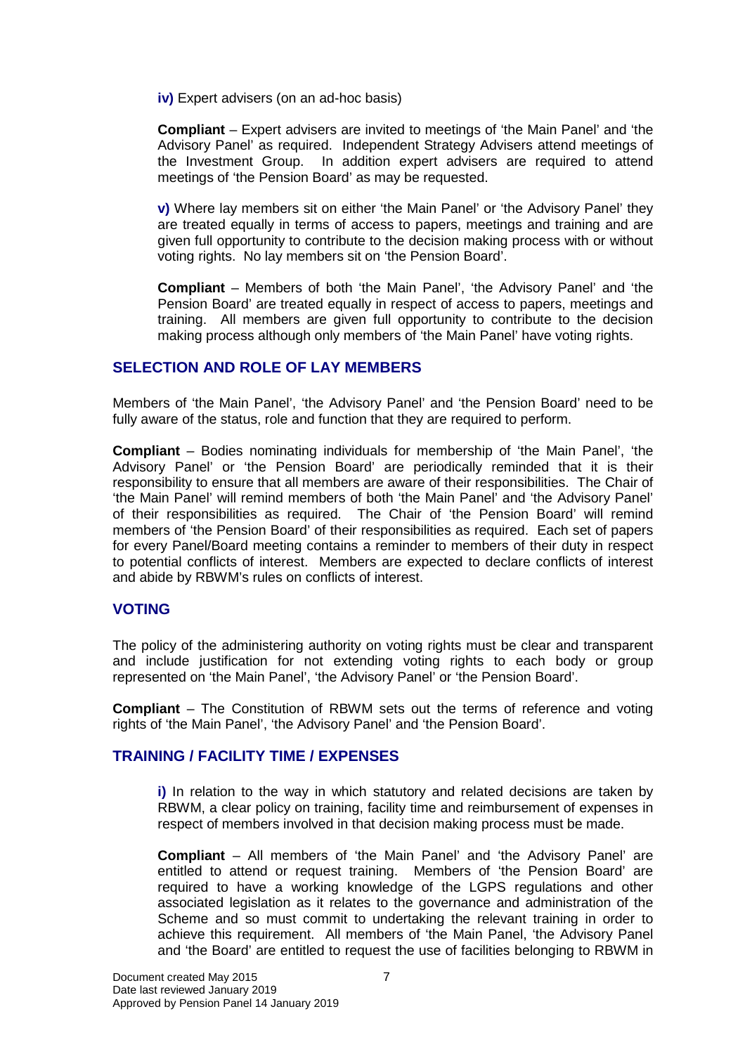**iv)** Expert advisers (on an ad-hoc basis)

**Compliant** – Expert advisers are invited to meetings of 'the Main Panel' and 'the Advisory Panel' as required. Independent Strategy Advisers attend meetings of the Investment Group. In addition expert advisers are required to attend meetings of 'the Pension Board' as may be requested.

**v)** Where lay members sit on either 'the Main Panel' or 'the Advisory Panel' they are treated equally in terms of access to papers, meetings and training and are given full opportunity to contribute to the decision making process with or without voting rights. No lay members sit on 'the Pension Board'.

**Compliant** – Members of both 'the Main Panel', 'the Advisory Panel' and 'the Pension Board' are treated equally in respect of access to papers, meetings and training. All members are given full opportunity to contribute to the decision making process although only members of 'the Main Panel' have voting rights.

## SELECTION AND ROLE OF LAY MEMBERS

Members of 'the Main Panel', 'the Advisory Panel' and 'the Pension Board' need to be fully aware of the status, role and function that they are required to perform.

**Compliant** – Bodies nominating individuals for membership of 'the Main Panel', 'the Advisory Panel' or 'the Pension Board' are periodically reminded that it is their responsibility to ensure that all members are aware of their responsibilities. The Chair of 'the Main Panel' will remind members of both 'the Main Panel' and 'the Advisory Panel' of their responsibilities as required. The Chair of 'the Pension Board' will remind members of 'the Pension Board' of their responsibilities as required. Each set of papers for every Panel/Board meeting contains a reminder to members of their duty in respect to potential conflicts of interest. Members are expected to declare conflicts of interest and abide by RBWM's rules on conflicts of interest.

## VOTING

The policy of the administering authority on voting rights must be clear and transparent and include justification for not extending voting rights to each body or group represented on 'the Main Panel', 'the Advisory Panel' or 'the Pension Board'.

**Compliant** – The Constitution of RBWM sets out the terms of reference and voting rights of 'the Main Panel', 'the Advisory Panel' and 'the Pension Board'.

## TRAINING / FACILITY TIME / EXPENSES

**i)** In relation to the way in which statutory and related decisions are taken by RBWM, a clear policy on training, facility time and reimbursement of expenses in respect of members involved in that decision making process must be made.

**Compliant** – All members of 'the Main Panel' and 'the Advisory Panel' are entitled to attend or request training. Members of 'the Pension Board' are required to have a working knowledge of the LGPS regulations and other associated legislation as it relates to the governance and administration of the Scheme and so must commit to undertaking the relevant training in order to achieve this requirement. All members of 'the Main Panel, 'the Advisory Panel and 'the Board' are entitled to request the use of facilities belonging to RBWM in

Document created May 2015
Date last reviewed January 2019
Approved by Pension Panel 14 January 2019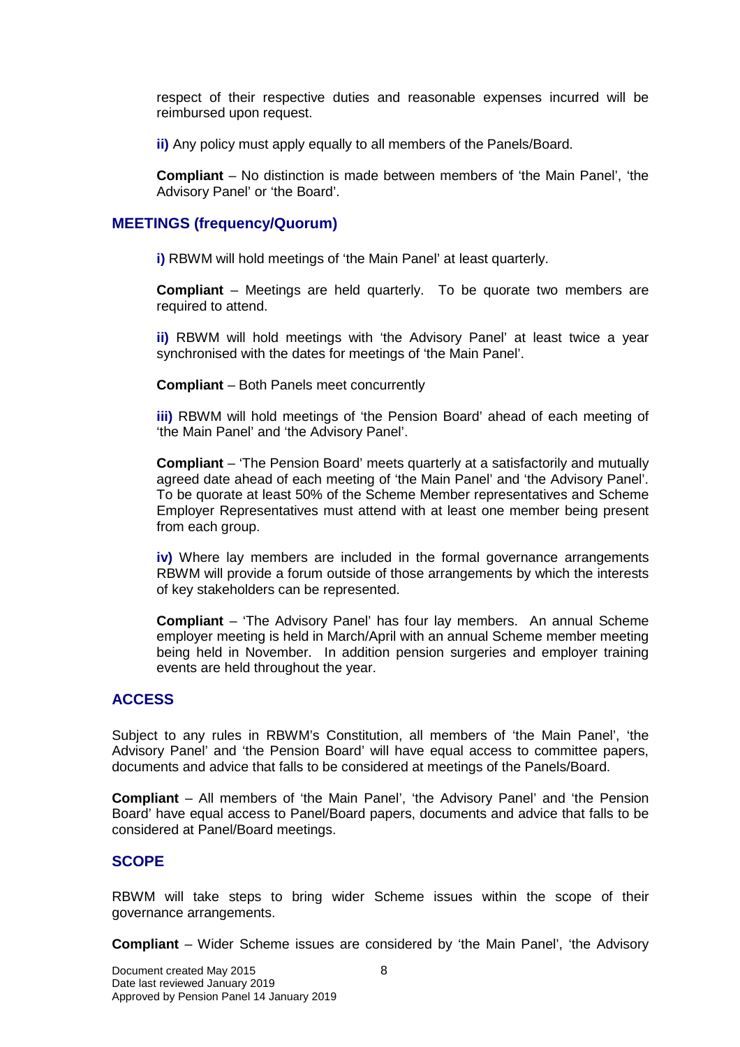respect of their respective duties and reasonable expenses incurred will be reimbursed upon request.

**ii)** Any policy must apply equally to all members of the Panels/Board.

**Compliant** – No distinction is made between members of 'the Main Panel', 'the Advisory Panel' or 'the Board'.

## MEETINGS (frequency/Quorum)

**i)** RBWM will hold meetings of 'the Main Panel' at least quarterly.

**Compliant** – Meetings are held quarterly. To be quorate two members are required to attend.

**ii)** RBWM will hold meetings with 'the Advisory Panel' at least twice a year synchronised with the dates for meetings of 'the Main Panel'.

**Compliant** – Both Panels meet concurrently

**iii)** RBWM will hold meetings of 'the Pension Board' ahead of each meeting of 'the Main Panel' and 'the Advisory Panel'.

**Compliant** – 'The Pension Board' meets quarterly at a satisfactorily and mutually agreed date ahead of each meeting of 'the Main Panel' and 'the Advisory Panel'. To be quorate at least 50% of the Scheme Member representatives and Scheme Employer Representatives must attend with at least one member being present from each group.

**iv)** Where lay members are included in the formal governance arrangements RBWM will provide a forum outside of those arrangements by which the interests of key stakeholders can be represented.

**Compliant** – 'The Advisory Panel' has four lay members. An annual Scheme employer meeting is held in March/April with an annual Scheme member meeting being held in November. In addition pension surgeries and employer training events are held throughout the year.

## ACCESS

Subject to any rules in RBWM's Constitution, all members of 'the Main Panel', 'the Advisory Panel' and 'the Pension Board' will have equal access to committee papers, documents and advice that falls to be considered at meetings of the Panels/Board.

**Compliant** – All members of 'the Main Panel', 'the Advisory Panel' and 'the Pension Board' have equal access to Panel/Board papers, documents and advice that falls to be considered at Panel/Board meetings.

## SCOPE

RBWM will take steps to bring wider Scheme issues within the scope of their governance arrangements.

**Compliant** – Wider Scheme issues are considered by 'the Main Panel', 'the Advisory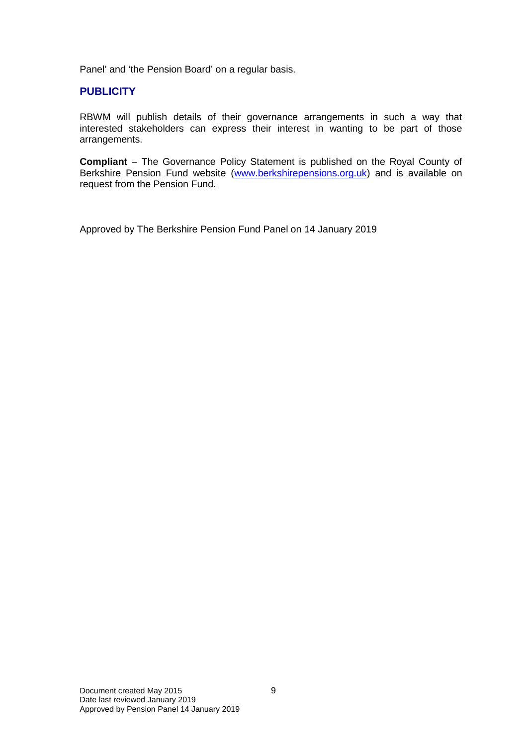Panel' and 'the Pension Board' on a regular basis.

## PUBLICITY

RBWM will publish details of their governance arrangements in such a way that interested stakeholders can express their interest in wanting to be part of those arrangements.

**Compliant** – The Governance Policy Statement is published on the Royal County of Berkshire Pension Fund website (www.berkshirepensions.org.uk) and is available on request from the Pension Fund.

Approved by The Berkshire Pension Fund Panel on 14 January 2019